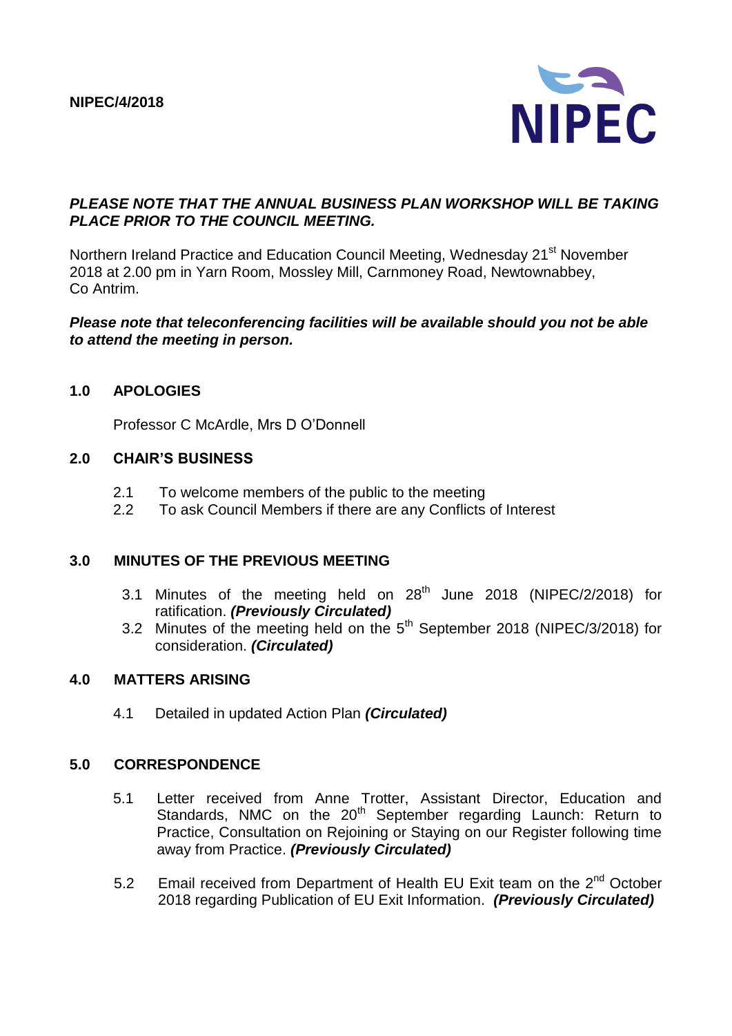**NIPEC/4/2018**

NIPEC

***PLEASE NOTE THAT THE ANNUAL BUSINESS PLAN WORKSHOP WILL BE TAKING PLACE PRIOR TO THE COUNCIL MEETING.***

Northern Ireland Practice and Education Council Meeting, Wednesday 21st November 2018 at 2.00 pm in Yarn Room, Mossley Mill, Carnmoney Road, Newtownabbey, Co Antrim.

***Please note that teleconferencing facilities will be available should you not be able to attend the meeting in person.***

## 1.0 APOLOGIES

Professor C McArdle, Mrs D O'Donnell

## 2.0 CHAIR'S BUSINESS

2.1 To welcome members of the public to the meeting
2.2 To ask Council Members if there are any Conflicts of Interest

## 3.0 MINUTES OF THE PREVIOUS MEETING

3.1 Minutes of the meeting held on 28th June 2018 (NIPEC/2/2018) for ratification. ***(Previously Circulated)***
3.2 Minutes of the meeting held on the 5th September 2018 (NIPEC/3/2018) for consideration. ***(Circulated)***

## 4.0 MATTERS ARISING

4.1 Detailed in updated Action Plan ***(Circulated)***

## 5.0 CORRESPONDENCE

5.1 Letter received from Anne Trotter, Assistant Director, Education and Standards, NMC on the 20th September regarding Launch: Return to Practice, Consultation on Rejoining or Staying on our Register following time away from Practice. ***(Previously Circulated)***

5.2 Email received from Department of Health EU Exit team on the 2nd October 2018 regarding Publication of EU Exit Information. ***(Previously Circulated)***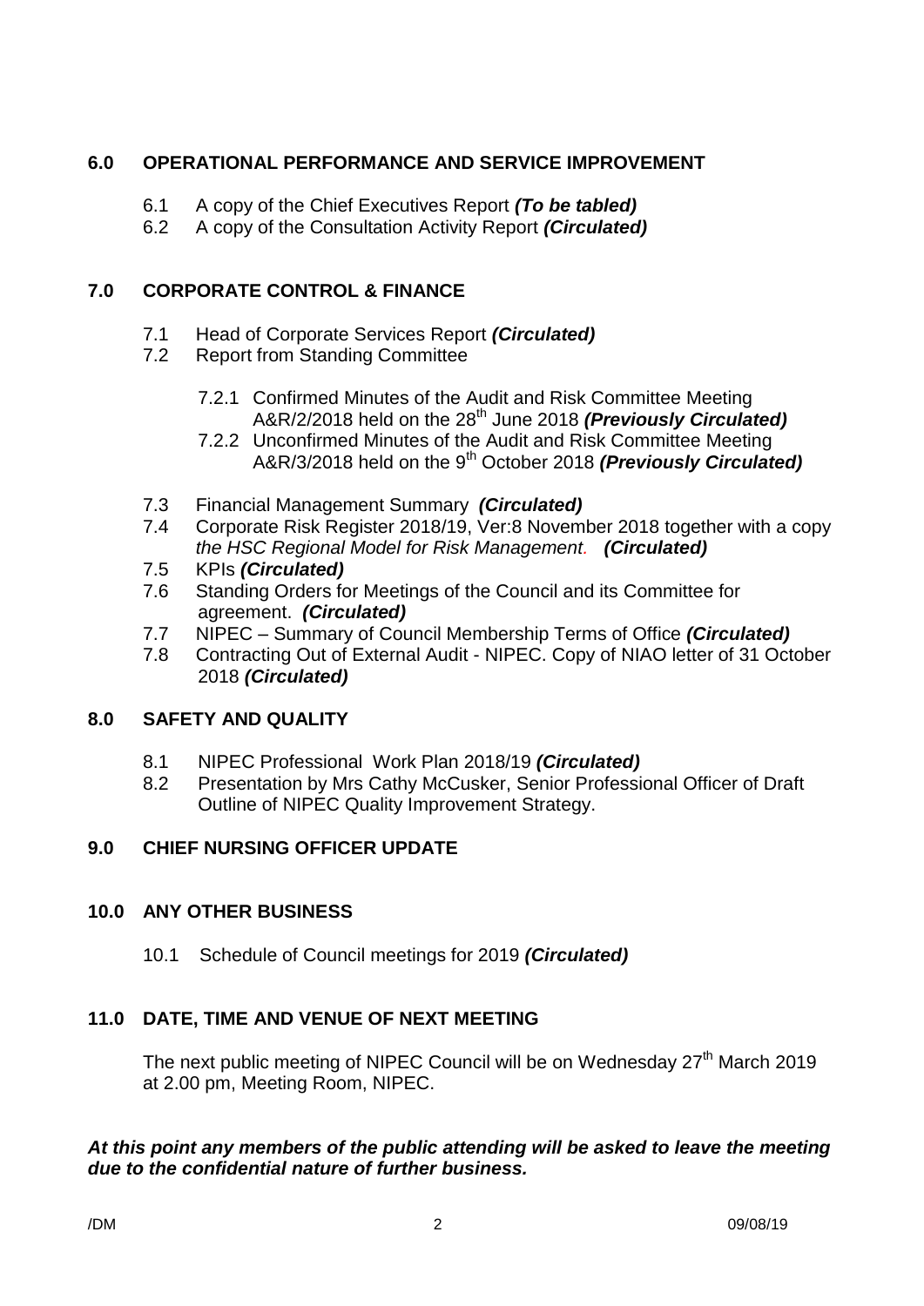## 6.0 OPERATIONAL PERFORMANCE AND SERVICE IMPROVEMENT

6.1 A copy of the Chief Executives Report ***(To be tabled)***
6.2 A copy of the Consultation Activity Report ***(Circulated)***

## 7.0 CORPORATE CONTROL & FINANCE

7.1 Head of Corporate Services Report ***(Circulated)***
7.2 Report from Standing Committee

7.2.1 Confirmed Minutes of the Audit and Risk Committee Meeting A&R/2/2018 held on the 28th June 2018 ***(Previously Circulated)***
7.2.2 Unconfirmed Minutes of the Audit and Risk Committee Meeting A&R/3/2018 held on the 9th October 2018 ***(Previously Circulated)***

7.3 Financial Management Summary ***(Circulated)***
7.4 Corporate Risk Register 2018/19, Ver:8 November 2018 together with a copy *the HSC Regional Model for Risk Management*. ***(Circulated)***
7.5 KPIs ***(Circulated)***
7.6 Standing Orders for Meetings of the Council and its Committee for agreement. ***(Circulated)***
7.7 NIPEC – Summary of Council Membership Terms of Office ***(Circulated)***
7.8 Contracting Out of External Audit - NIPEC. Copy of NIAO letter of 31 October 2018 ***(Circulated)***

## 8.0 SAFETY AND QUALITY

8.1 NIPEC Professional Work Plan 2018/19 ***(Circulated)***
8.2 Presentation by Mrs Cathy McCusker, Senior Professional Officer of Draft Outline of NIPEC Quality Improvement Strategy.

## 9.0 CHIEF NURSING OFFICER UPDATE

## 10.0 ANY OTHER BUSINESS

10.1 Schedule of Council meetings for 2019 ***(Circulated)***

## 11.0 DATE, TIME AND VENUE OF NEXT MEETING

The next public meeting of NIPEC Council will be on Wednesday 27th March 2019 at 2.00 pm, Meeting Room, NIPEC.

***At this point any members of the public attending will be asked to leave the meeting due to the confidential nature of further business.***

/DM 09/08/19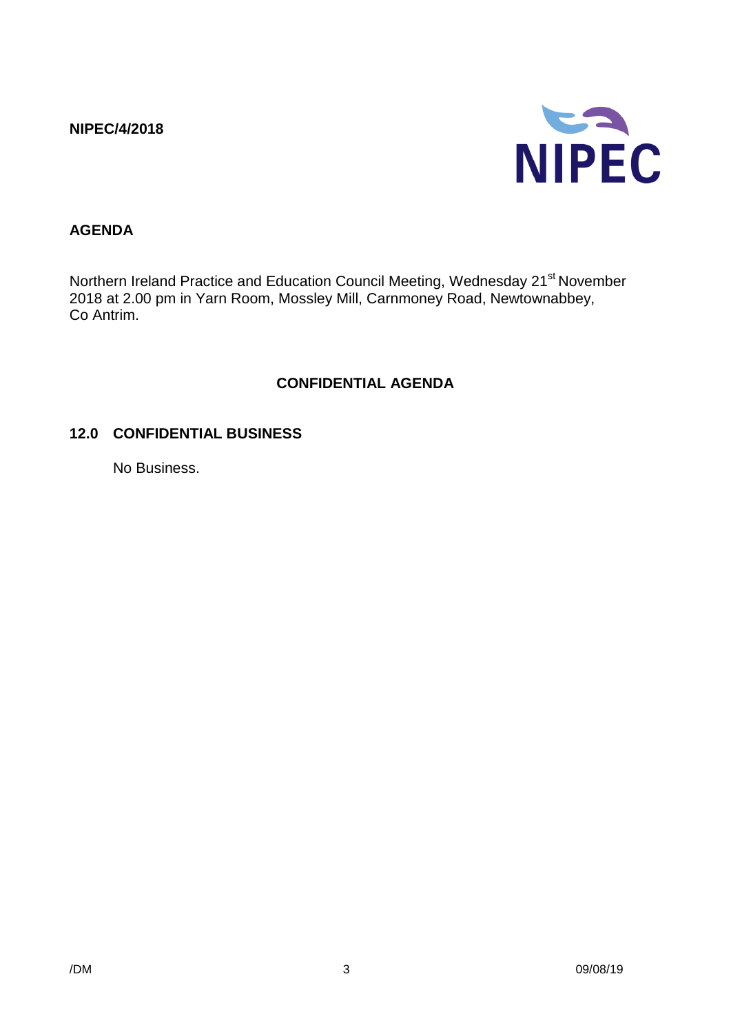**NIPEC/4/2018**

## AGENDA

Northern Ireland Practice and Education Council Meeting, Wednesday 21st November 2018 at 2.00 pm in Yarn Room, Mossley Mill, Carnmoney Road, Newtownabbey, Co Antrim.

### CONFIDENTIAL AGENDA

### 12.0 CONFIDENTIAL BUSINESS

No Business.